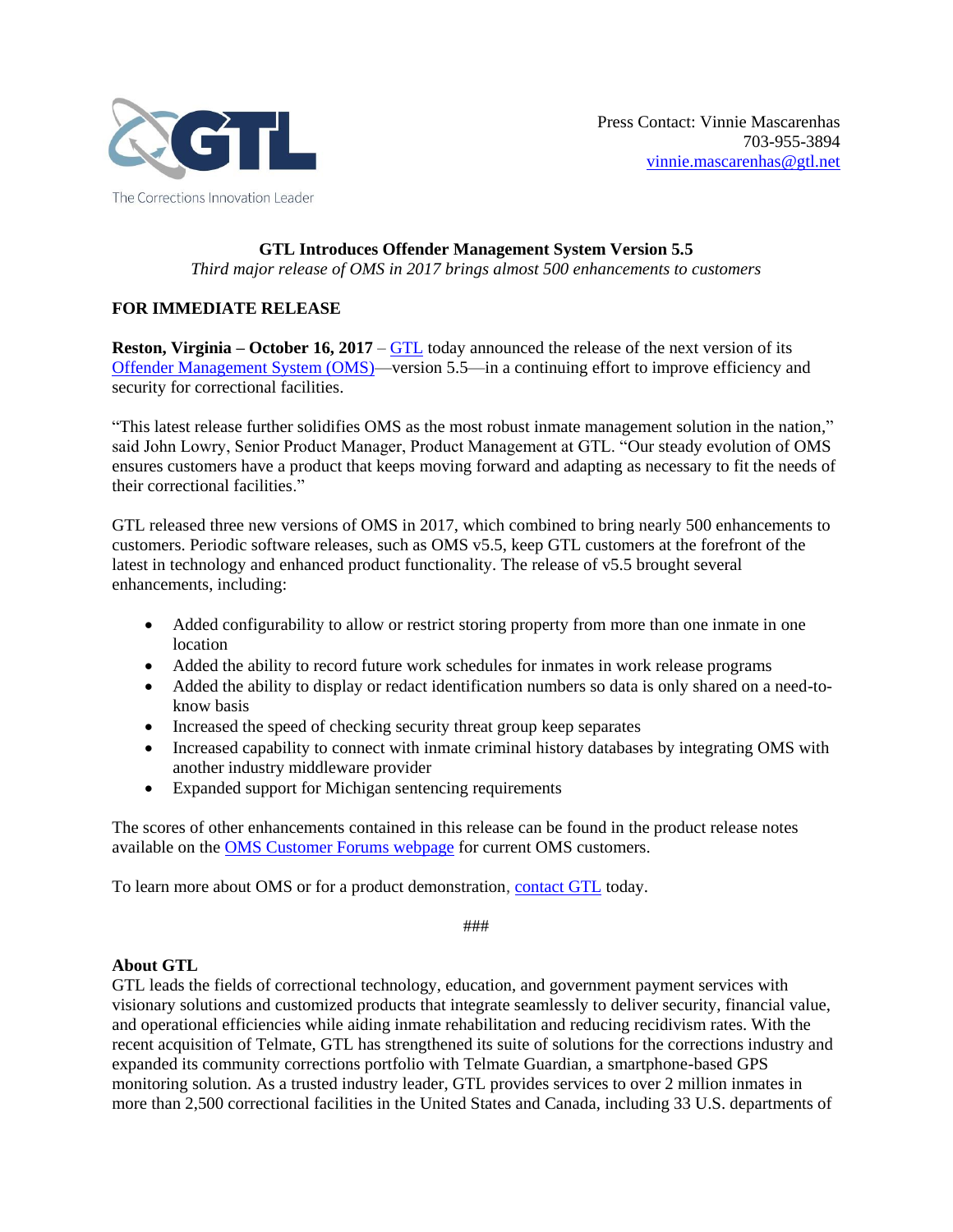The Corrections Innovation Leader

Press Contact: Vinnie Mascarenhas
703-955-3894
vinnie.mascarenhas@gtl.net

**GTL Introduces Offender Management System Version 5.5**

*Third major release of OMS in 2017 brings almost 500 enhancements to customers*

**FOR IMMEDIATE RELEASE**

**Reston, Virginia – October 16, 2017** – GTL today announced the release of the next version of its Offender Management System (OMS)—version 5.5—in a continuing effort to improve efficiency and security for correctional facilities.

"This latest release further solidifies OMS as the most robust inmate management solution in the nation," said John Lowry, Senior Product Manager, Product Management at GTL. "Our steady evolution of OMS ensures customers have a product that keeps moving forward and adapting as necessary to fit the needs of their correctional facilities."

GTL released three new versions of OMS in 2017, which combined to bring nearly 500 enhancements to customers. Periodic software releases, such as OMS v5.5, keep GTL customers at the forefront of the latest in technology and enhanced product functionality. The release of v5.5 brought several enhancements, including:

- Added configurability to allow or restrict storing property from more than one inmate in one location
- Added the ability to record future work schedules for inmates in work release programs
- Added the ability to display or redact identification numbers so data is only shared on a need-to-know basis
- Increased the speed of checking security threat group keep separates
- Increased capability to connect with inmate criminal history databases by integrating OMS with another industry middleware provider
- Expanded support for Michigan sentencing requirements

The scores of other enhancements contained in this release can be found in the product release notes available on the OMS Customer Forums webpage for current OMS customers.

To learn more about OMS or for a product demonstration, contact GTL today.

###

**About GTL**

GTL leads the fields of correctional technology, education, and government payment services with visionary solutions and customized products that integrate seamlessly to deliver security, financial value, and operational efficiencies while aiding inmate rehabilitation and reducing recidivism rates. With the recent acquisition of Telmate, GTL has strengthened its suite of solutions for the corrections industry and expanded its community corrections portfolio with Telmate Guardian, a smartphone-based GPS monitoring solution. As a trusted industry leader, GTL provides services to over 2 million inmates in more than 2,500 correctional facilities in the United States and Canada, including 33 U.S. departments of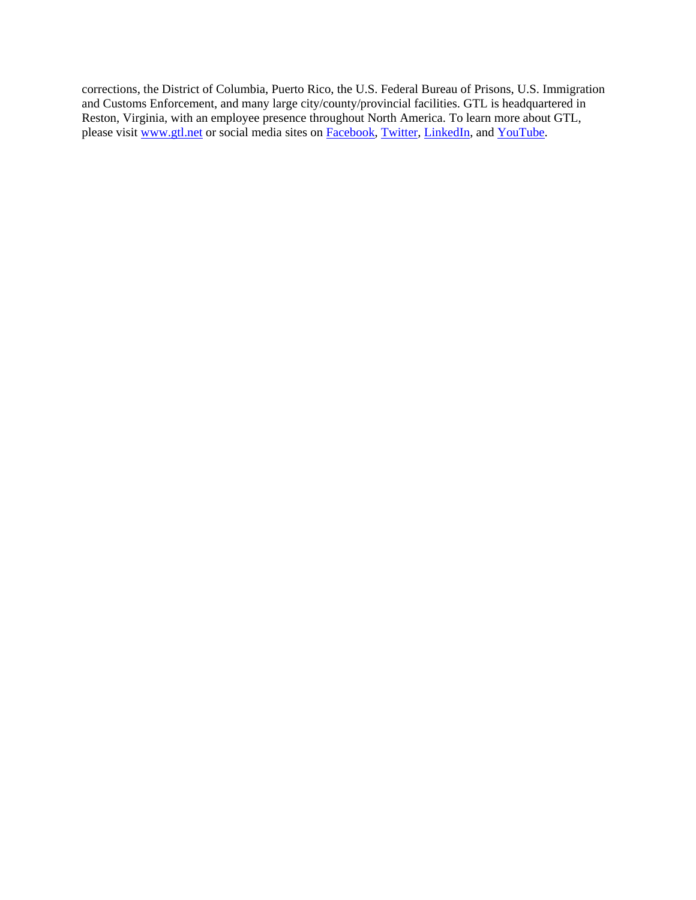corrections, the District of Columbia, Puerto Rico, the U.S. Federal Bureau of Prisons, U.S. Immigration and Customs Enforcement, and many large city/county/provincial facilities. GTL is headquartered in Reston, Virginia, with an employee presence throughout North America. To learn more about GTL, please visit www.gtl.net or social media sites on Facebook, Twitter, LinkedIn, and YouTube.